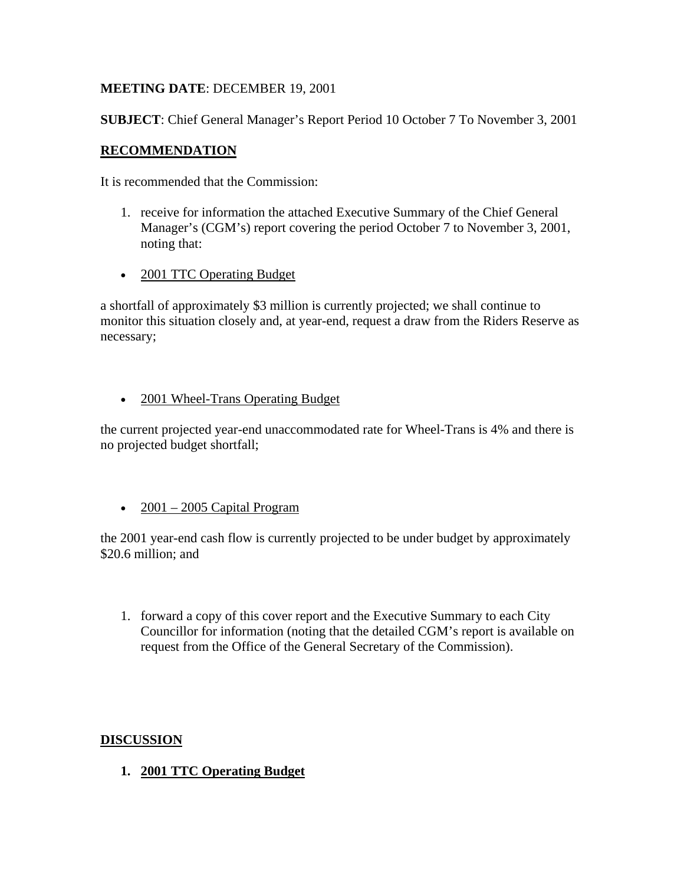**MEETING DATE**: DECEMBER 19, 2001

**SUBJECT**: Chief General Manager's Report Period 10 October 7 To November 3, 2001

## RECOMMENDATION

It is recommended that the Commission:

1. receive for information the attached Executive Summary of the Chief General Manager's (CGM's) report covering the period October 7 to November 3, 2001, noting that:

- 2001 TTC Operating Budget

a shortfall of approximately $3 million is currently projected; we shall continue to monitor this situation closely and, at year-end, request a draw from the Riders Reserve as necessary;

- 2001 Wheel-Trans Operating Budget

the current projected year-end unaccommodated rate for Wheel-Trans is 4% and there is no projected budget shortfall;

- 2001 – 2005 Capital Program

the 2001 year-end cash flow is currently projected to be under budget by approximately $20.6 million; and

1. forward a copy of this cover report and the Executive Summary to each City Councillor for information (noting that the detailed CGM's report is available on request from the Office of the General Secretary of the Commission).

## DISCUSSION

1. **2001 TTC Operating Budget**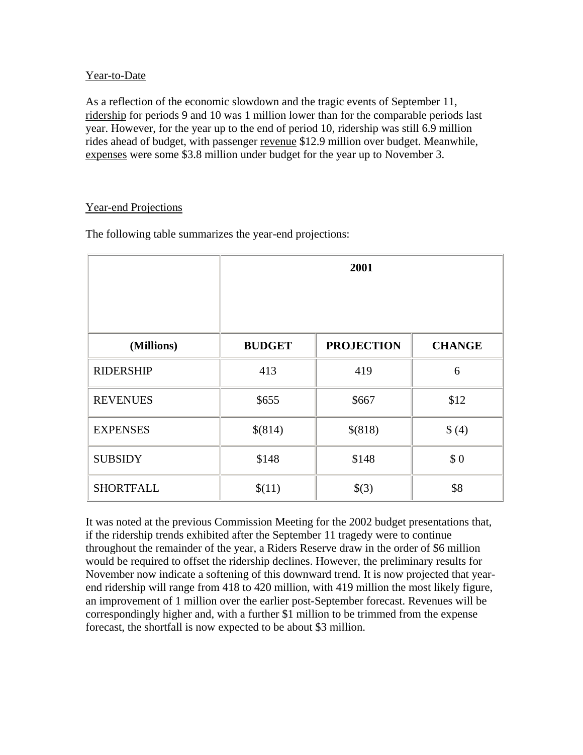<u>Year-to-Date</u>

As a reflection of the economic slowdown and the tragic events of September 11, <u>ridership</u> for periods 9 and 10 was 1 million lower than for the comparable periods last year. However, for the year up to the end of period 10, ridership was still 6.9 million rides ahead of budget, with passenger <u>revenue</u> $12.9 million over budget. Meanwhile, <u>expenses</u> were some $3.8 million under budget for the year up to November 3.

<u>Year-end Projections</u>

The following table summarizes the year-end projections:

| | 2001 | | |
|---|---|---|---|
| **(Millions)** | **BUDGET** | **PROJECTION** | **CHANGE** |
| RIDERSHIP | 413 | 419 | 6 |
| REVENUES | $655 | $667 | $12 |
| EXPENSES | $(814) | $(818) | $ (4) |
| SUBSIDY | $148 | $148 | $ 0 |
| SHORTFALL | $(11) | $(3) | $8 |

It was noted at the previous Commission Meeting for the 2002 budget presentations that, if the ridership trends exhibited after the September 11 tragedy were to continue throughout the remainder of the year, a Riders Reserve draw in the order of $6 million would be required to offset the ridership declines. However, the preliminary results for November now indicate a softening of this downward trend. It is now projected that year-end ridership will range from 418 to 420 million, with 419 million the most likely figure, an improvement of 1 million over the earlier post-September forecast. Revenues will be correspondingly higher and, with a further $1 million to be trimmed from the expense forecast, the shortfall is now expected to be about $3 million.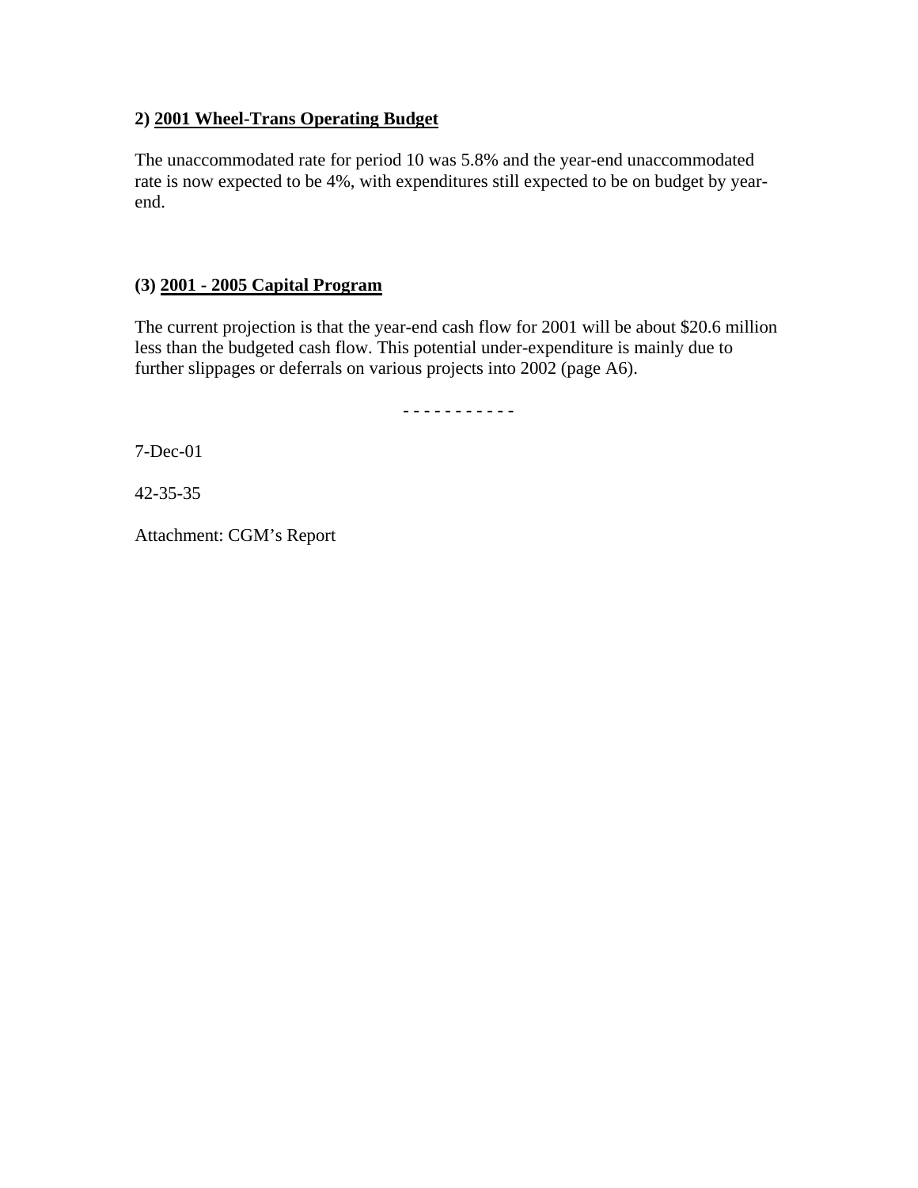**2) 2001 Wheel-Trans Operating Budget**

The unaccommodated rate for period 10 was 5.8% and the year-end unaccommodated rate is now expected to be 4%, with expenditures still expected to be on budget by year-end.

**(3) 2001 - 2005 Capital Program**

The current projection is that the year-end cash flow for 2001 will be about $20.6 million less than the budgeted cash flow. This potential under-expenditure is mainly due to further slippages or deferrals on various projects into 2002 (page A6).

\- - - - - - - - - - -

7-Dec-01

42-35-35

Attachment: CGM's Report